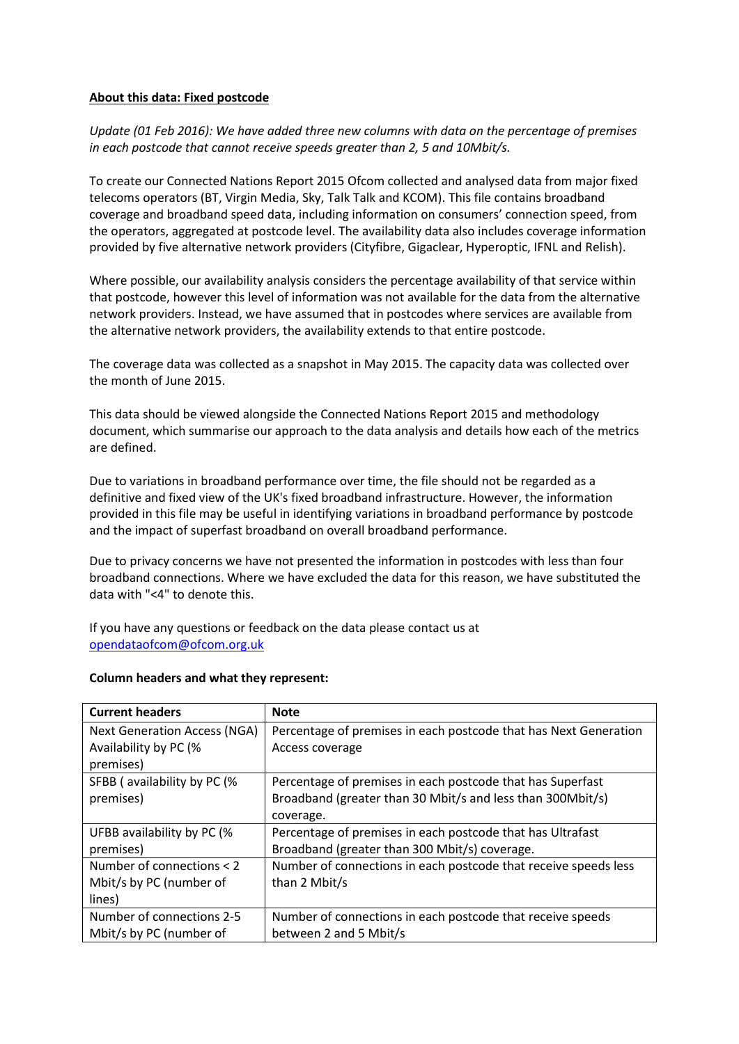**About this data: Fixed postcode**

*Update (01 Feb 2016): We have added three new columns with data on the percentage of premises in each postcode that cannot receive speeds greater than 2, 5 and 10Mbit/s.*

To create our Connected Nations Report 2015 Ofcom collected and analysed data from major fixed telecoms operators (BT, Virgin Media, Sky, Talk Talk and KCOM). This file contains broadband coverage and broadband speed data, including information on consumers' connection speed, from the operators, aggregated at postcode level. The availability data also includes coverage information provided by five alternative network providers (Cityfibre, Gigaclear, Hyperoptic, IFNL and Relish).

Where possible, our availability analysis considers the percentage availability of that service within that postcode, however this level of information was not available for the data from the alternative network providers. Instead, we have assumed that in postcodes where services are available from the alternative network providers, the availability extends to that entire postcode.

The coverage data was collected as a snapshot in May 2015. The capacity data was collected over the month of June 2015.

This data should be viewed alongside the Connected Nations Report 2015 and methodology document, which summarise our approach to the data analysis and details how each of the metrics are defined.

Due to variations in broadband performance over time, the file should not be regarded as a definitive and fixed view of the UK's fixed broadband infrastructure. However, the information provided in this file may be useful in identifying variations in broadband performance by postcode and the impact of superfast broadband on overall broadband performance.

Due to privacy concerns we have not presented the information in postcodes with less than four broadband connections. Where we have excluded the data for this reason, we have substituted the data with "<4" to denote this.

If you have any questions or feedback on the data please contact us at opendataofcom@ofcom.org.uk

**Column headers and what they represent:**

| **Current headers** | **Note** |
|---|---|
| Next Generation Access (NGA) Availability by PC (% premises) | Percentage of premises in each postcode that has Next Generation Access coverage |
| SFBB ( availability by PC (% premises) | Percentage of premises in each postcode that has Superfast Broadband (greater than 30 Mbit/s and less than 300Mbit/s) coverage. |
| UFBB availability by PC (% premises) | Percentage of premises in each postcode that has Ultrafast Broadband (greater than 300 Mbit/s) coverage. |
| Number of connections < 2 Mbit/s by PC (number of lines) | Number of connections in each postcode that receive speeds less than 2 Mbit/s |
| Number of connections 2-5 Mbit/s by PC (number of | Number of connections in each postcode that receive speeds between 2 and 5 Mbit/s |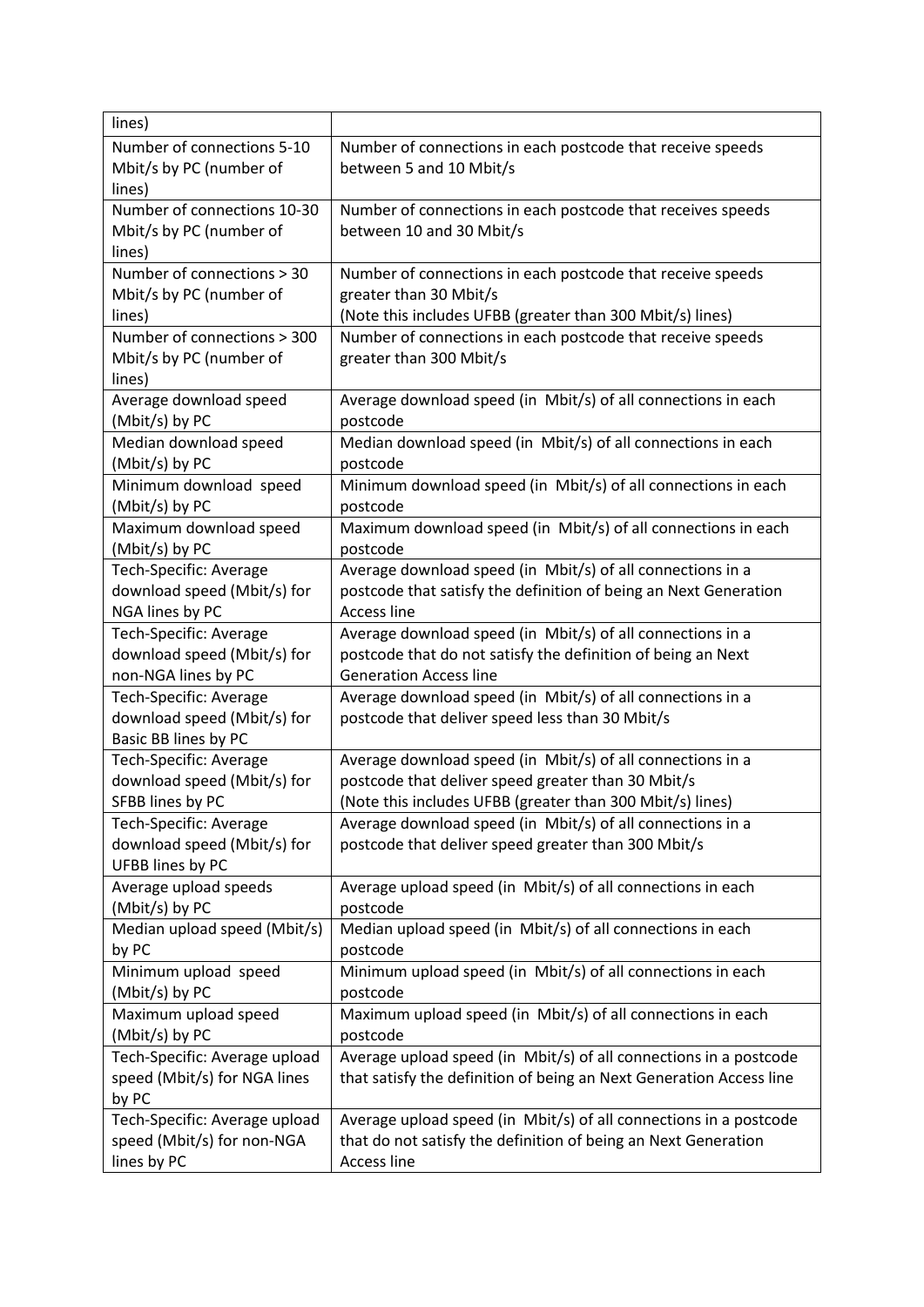| | |
|---|---|
| lines) | |
| Number of connections 5-10 Mbit/s by PC (number of lines) | Number of connections in each postcode that receive speeds between 5 and 10 Mbit/s |
| Number of connections 10-30 Mbit/s by PC (number of lines) | Number of connections in each postcode that receives speeds between 10 and 30 Mbit/s |
| Number of connections > 30 Mbit/s by PC (number of lines) | Number of connections in each postcode that receive speeds greater than 30 Mbit/s<br>(Note this includes UFBB (greater than 300 Mbit/s) lines) |
| Number of connections > 300 Mbit/s by PC (number of lines) | Number of connections in each postcode that receive speeds greater than 300 Mbit/s |
| Average download speed (Mbit/s) by PC | Average download speed (in Mbit/s) of all connections in each postcode |
| Median download speed (Mbit/s) by PC | Median download speed (in Mbit/s) of all connections in each postcode |
| Minimum download speed (Mbit/s) by PC | Minimum download speed (in Mbit/s) of all connections in each postcode |
| Maximum download speed (Mbit/s) by PC | Maximum download speed (in Mbit/s) of all connections in each postcode |
| Tech-Specific: Average download speed (Mbit/s) for NGA lines by PC | Average download speed (in Mbit/s) of all connections in a postcode that satisfy the definition of being an Next Generation Access line |
| Tech-Specific: Average download speed (Mbit/s) for non-NGA lines by PC | Average download speed (in Mbit/s) of all connections in a postcode that do not satisfy the definition of being an Next Generation Access line |
| Tech-Specific: Average download speed (Mbit/s) for Basic BB lines by PC | Average download speed (in Mbit/s) of all connections in a postcode that deliver speed less than 30 Mbit/s |
| Tech-Specific: Average download speed (Mbit/s) for SFBB lines by PC | Average download speed (in Mbit/s) of all connections in a postcode that deliver speed greater than 30 Mbit/s<br>(Note this includes UFBB (greater than 300 Mbit/s) lines) |
| Tech-Specific: Average download speed (Mbit/s) for UFBB lines by PC | Average download speed (in Mbit/s) of all connections in a postcode that deliver speed greater than 300 Mbit/s |
| Average upload speeds (Mbit/s) by PC | Average upload speed (in Mbit/s) of all connections in each postcode |
| Median upload speed (Mbit/s) by PC | Median upload speed (in Mbit/s) of all connections in each postcode |
| Minimum upload speed (Mbit/s) by PC | Minimum upload speed (in Mbit/s) of all connections in each postcode |
| Maximum upload speed (Mbit/s) by PC | Maximum upload speed (in Mbit/s) of all connections in each postcode |
| Tech-Specific: Average upload speed (Mbit/s) for NGA lines by PC | Average upload speed (in Mbit/s) of all connections in a postcode that satisfy the definition of being an Next Generation Access line |
| Tech-Specific: Average upload speed (Mbit/s) for non-NGA lines by PC | Average upload speed (in Mbit/s) of all connections in a postcode that do not satisfy the definition of being an Next Generation Access line |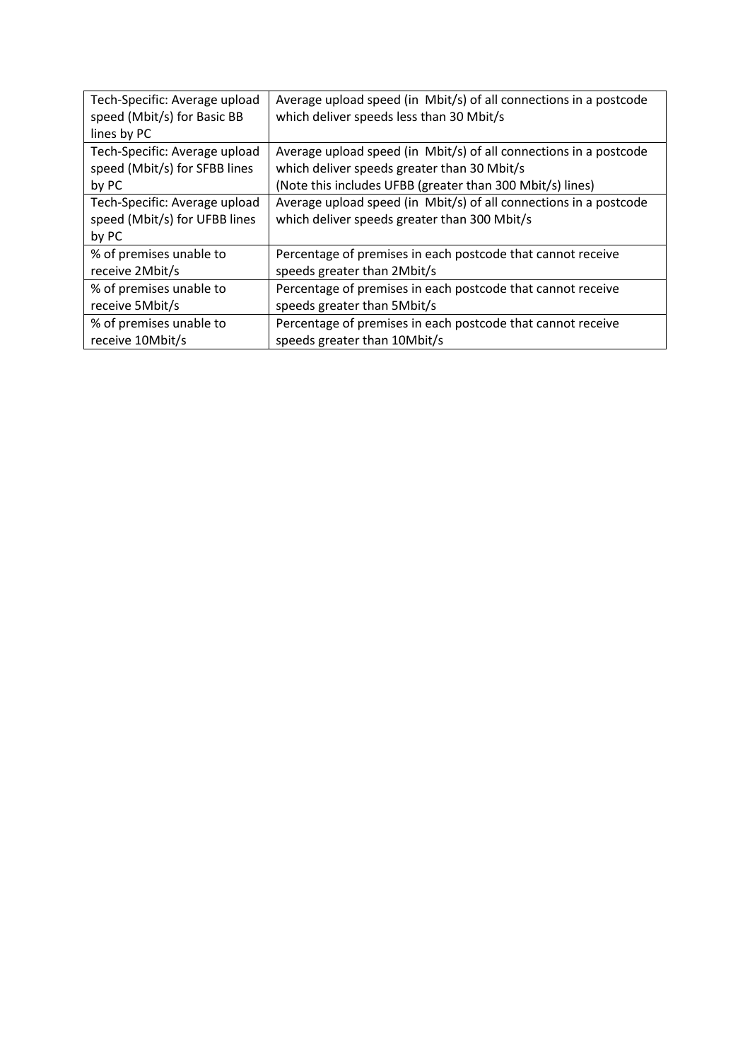| | |
|---|---|
| Tech-Specific: Average upload speed (Mbit/s) for Basic BB lines by PC | Average upload speed (in Mbit/s) of all connections in a postcode which deliver speeds less than 30 Mbit/s |
| Tech-Specific: Average upload speed (Mbit/s) for SFBB lines by PC | Average upload speed (in Mbit/s) of all connections in a postcode which deliver speeds greater than 30 Mbit/s (Note this includes UFBB (greater than 300 Mbit/s) lines) |
| Tech-Specific: Average upload speed (Mbit/s) for UFBB lines by PC | Average upload speed (in Mbit/s) of all connections in a postcode which deliver speeds greater than 300 Mbit/s |
| % of premises unable to receive 2Mbit/s | Percentage of premises in each postcode that cannot receive speeds greater than 2Mbit/s |
| % of premises unable to receive 5Mbit/s | Percentage of premises in each postcode that cannot receive speeds greater than 5Mbit/s |
| % of premises unable to receive 10Mbit/s | Percentage of premises in each postcode that cannot receive speeds greater than 10Mbit/s |